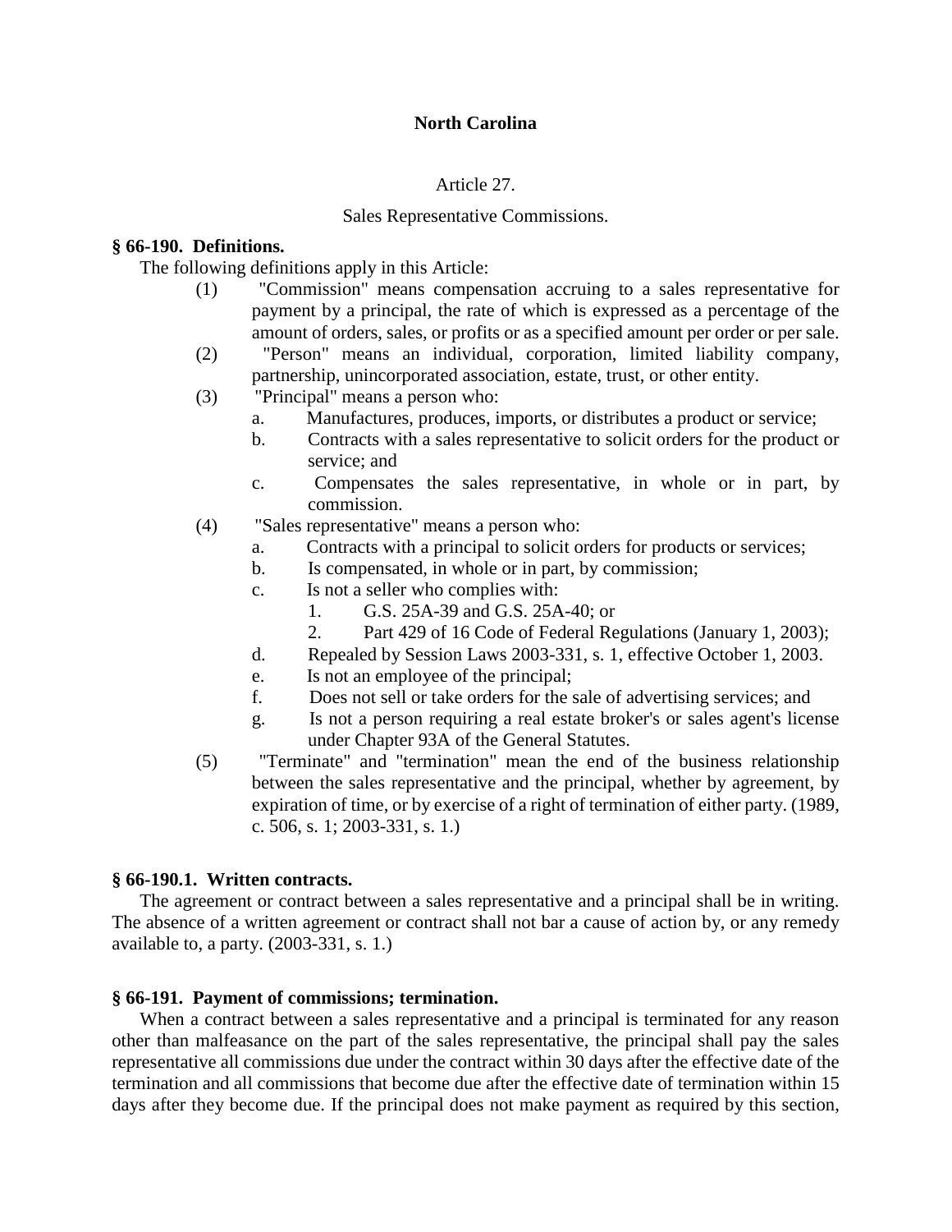**North Carolina**

Article 27.

Sales Representative Commissions.

**§ 66-190. Definitions.**

The following definitions apply in this Article:

(1) "Commission" means compensation accruing to a sales representative for payment by a principal, the rate of which is expressed as a percentage of the amount of orders, sales, or profits or as a specified amount per order or per sale.

(2) "Person" means an individual, corporation, limited liability company, partnership, unincorporated association, estate, trust, or other entity.

(3) "Principal" means a person who:

a. Manufactures, produces, imports, or distributes a product or service;

b. Contracts with a sales representative to solicit orders for the product or service; and

c. Compensates the sales representative, in whole or in part, by commission.

(4) "Sales representative" means a person who:

a. Contracts with a principal to solicit orders for products or services;

b. Is compensated, in whole or in part, by commission;

c. Is not a seller who complies with:

1. G.S. 25A-39 and G.S. 25A-40; or

2. Part 429 of 16 Code of Federal Regulations (January 1, 2003);

d. Repealed by Session Laws 2003-331, s. 1, effective October 1, 2003.

e. Is not an employee of the principal;

f. Does not sell or take orders for the sale of advertising services; and

g. Is not a person requiring a real estate broker's or sales agent's license under Chapter 93A of the General Statutes.

(5) "Terminate" and "termination" mean the end of the business relationship between the sales representative and the principal, whether by agreement, by expiration of time, or by exercise of a right of termination of either party. (1989, c. 506, s. 1; 2003-331, s. 1.)

**§ 66-190.1. Written contracts.**

The agreement or contract between a sales representative and a principal shall be in writing. The absence of a written agreement or contract shall not bar a cause of action by, or any remedy available to, a party. (2003-331, s. 1.)

**§ 66-191. Payment of commissions; termination.**

When a contract between a sales representative and a principal is terminated for any reason other than malfeasance on the part of the sales representative, the principal shall pay the sales representative all commissions due under the contract within 30 days after the effective date of the termination and all commissions that become due after the effective date of termination within 15 days after they become due. If the principal does not make payment as required by this section,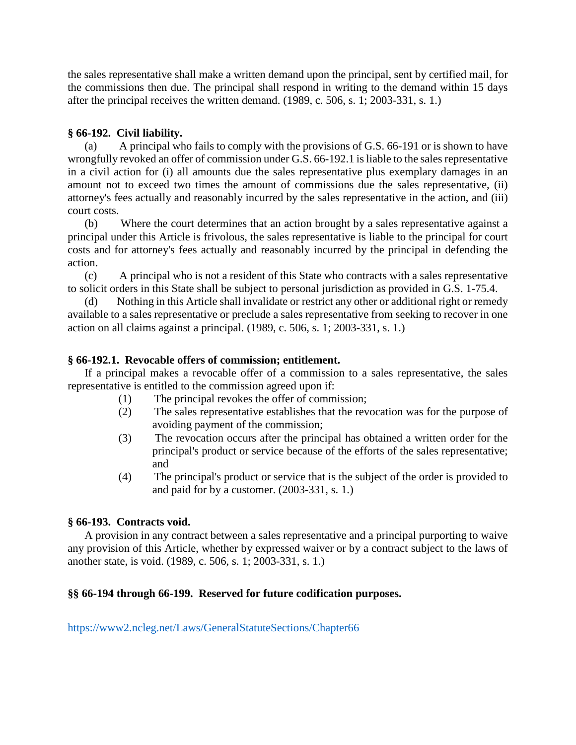the sales representative shall make a written demand upon the principal, sent by certified mail, for the commissions then due. The principal shall respond in writing to the demand within 15 days after the principal receives the written demand. (1989, c. 506, s. 1; 2003-331, s. 1.)

**§ 66-192. Civil liability.**

(a) A principal who fails to comply with the provisions of G.S. 66-191 or is shown to have wrongfully revoked an offer of commission under G.S. 66-192.1 is liable to the sales representative in a civil action for (i) all amounts due the sales representative plus exemplary damages in an amount not to exceed two times the amount of commissions due the sales representative, (ii) attorney's fees actually and reasonably incurred by the sales representative in the action, and (iii) court costs.

(b) Where the court determines that an action brought by a sales representative against a principal under this Article is frivolous, the sales representative is liable to the principal for court costs and for attorney's fees actually and reasonably incurred by the principal in defending the action.

(c) A principal who is not a resident of this State who contracts with a sales representative to solicit orders in this State shall be subject to personal jurisdiction as provided in G.S. 1-75.4.

(d) Nothing in this Article shall invalidate or restrict any other or additional right or remedy available to a sales representative or preclude a sales representative from seeking to recover in one action on all claims against a principal. (1989, c. 506, s. 1; 2003-331, s. 1.)

**§ 66-192.1. Revocable offers of commission; entitlement.**

If a principal makes a revocable offer of a commission to a sales representative, the sales representative is entitled to the commission agreed upon if:

(1) The principal revokes the offer of commission;

(2) The sales representative establishes that the revocation was for the purpose of avoiding payment of the commission;

(3) The revocation occurs after the principal has obtained a written order for the principal's product or service because of the efforts of the sales representative; and

(4) The principal's product or service that is the subject of the order is provided to and paid for by a customer. (2003-331, s. 1.)

**§ 66-193. Contracts void.**

A provision in any contract between a sales representative and a principal purporting to waive any provision of this Article, whether by expressed waiver or by a contract subject to the laws of another state, is void. (1989, c. 506, s. 1; 2003-331, s. 1.)

**§§ 66-194 through 66-199. Reserved for future codification purposes.**

https://www2.ncleg.net/Laws/GeneralStatuteSections/Chapter66